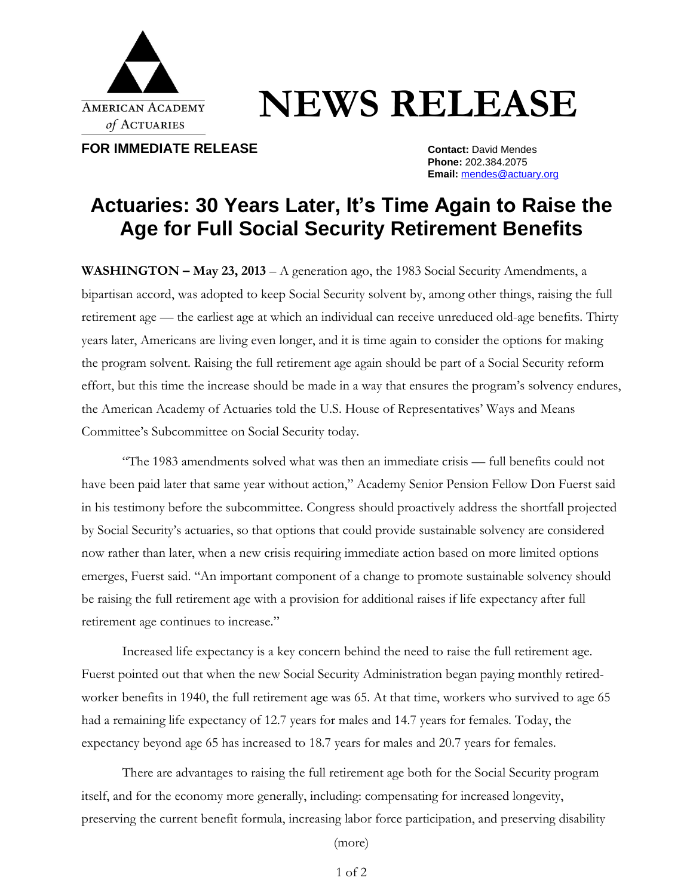AMERICAN ACADEMY *of* ACTUARIES

# NEWS RELEASE

**FOR IMMEDIATE RELEASE**

**Contact:** David Mendes
**Phone:** 202.384.2075
**Email:** mendes@actuary.org

## Actuaries: 30 Years Later, It's Time Again to Raise the Age for Full Social Security Retirement Benefits

**WASHINGTON – May 23, 2013** – A generation ago, the 1983 Social Security Amendments, a bipartisan accord, was adopted to keep Social Security solvent by, among other things, raising the full retirement age — the earliest age at which an individual can receive unreduced old-age benefits. Thirty years later, Americans are living even longer, and it is time again to consider the options for making the program solvent. Raising the full retirement age again should be part of a Social Security reform effort, but this time the increase should be made in a way that ensures the program's solvency endures, the American Academy of Actuaries told the U.S. House of Representatives' Ways and Means Committee's Subcommittee on Social Security today.

"The 1983 amendments solved what was then an immediate crisis — full benefits could not have been paid later that same year without action," Academy Senior Pension Fellow Don Fuerst said in his testimony before the subcommittee. Congress should proactively address the shortfall projected by Social Security's actuaries, so that options that could provide sustainable solvency are considered now rather than later, when a new crisis requiring immediate action based on more limited options emerges, Fuerst said. "An important component of a change to promote sustainable solvency should be raising the full retirement age with a provision for additional raises if life expectancy after full retirement age continues to increase."

Increased life expectancy is a key concern behind the need to raise the full retirement age. Fuerst pointed out that when the new Social Security Administration began paying monthly retired-worker benefits in 1940, the full retirement age was 65. At that time, workers who survived to age 65 had a remaining life expectancy of 12.7 years for males and 14.7 years for females. Today, the expectancy beyond age 65 has increased to 18.7 years for males and 20.7 years for females.

There are advantages to raising the full retirement age both for the Social Security program itself, and for the economy more generally, including: compensating for increased longevity, preserving the current benefit formula, increasing labor force participation, and preserving disability

(more)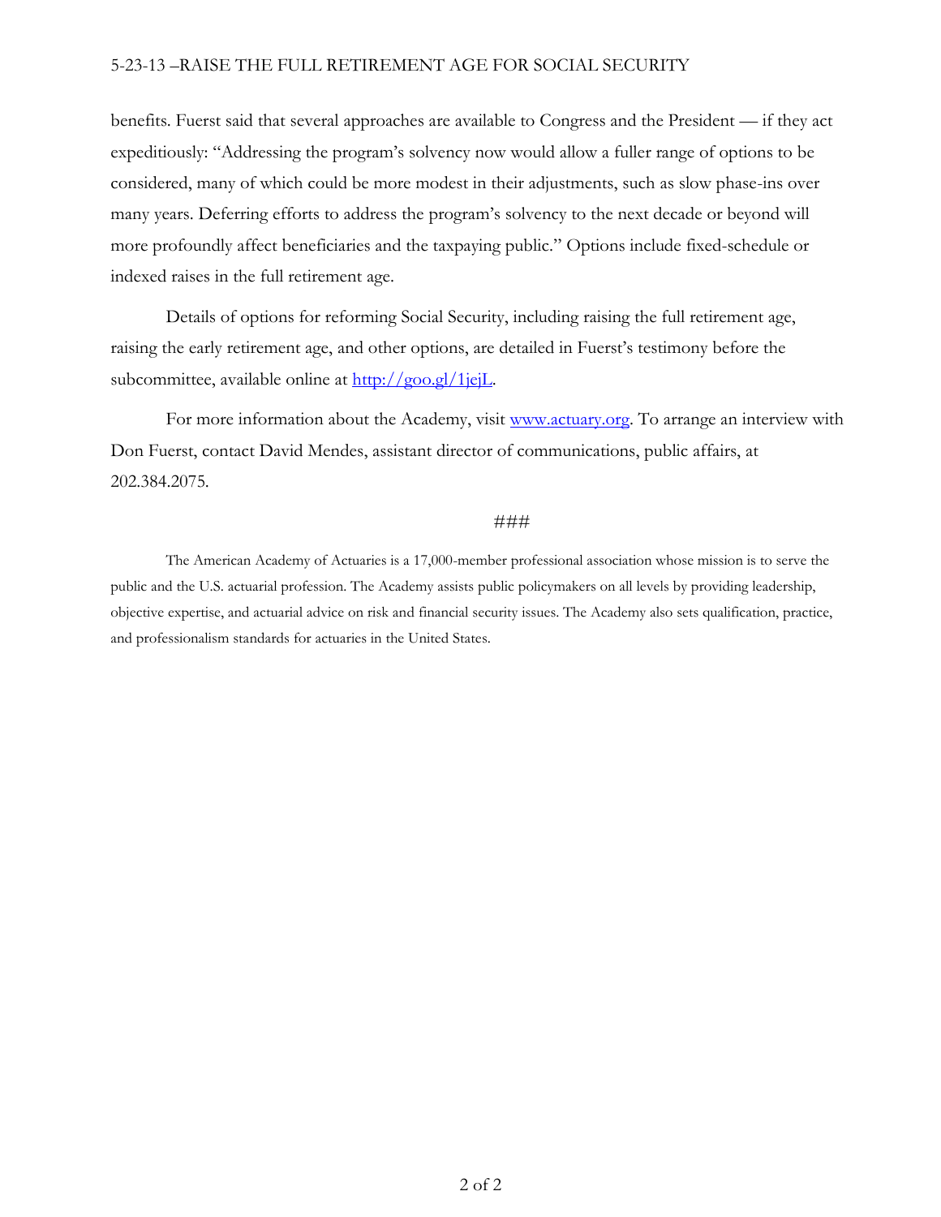benefits. Fuerst said that several approaches are available to Congress and the President — if they act expeditiously: "Addressing the program's solvency now would allow a fuller range of options to be considered, many of which could be more modest in their adjustments, such as slow phase-ins over many years. Deferring efforts to address the program's solvency to the next decade or beyond will more profoundly affect beneficiaries and the taxpaying public." Options include fixed-schedule or indexed raises in the full retirement age.

Details of options for reforming Social Security, including raising the full retirement age, raising the early retirement age, and other options, are detailed in Fuerst's testimony before the subcommittee, available online at [http://goo.gl/1jejL](http://goo.gl/1jejL).

For more information about the Academy, visit [www.actuary.org](http://www.actuary.org). To arrange an interview with Don Fuerst, contact David Mendes, assistant director of communications, public affairs, at 202.384.2075.

###

The American Academy of Actuaries is a 17,000-member professional association whose mission is to serve the public and the U.S. actuarial profession. The Academy assists public policymakers on all levels by providing leadership, objective expertise, and actuarial advice on risk and financial security issues. The Academy also sets qualification, practice, and professionalism standards for actuaries in the United States.